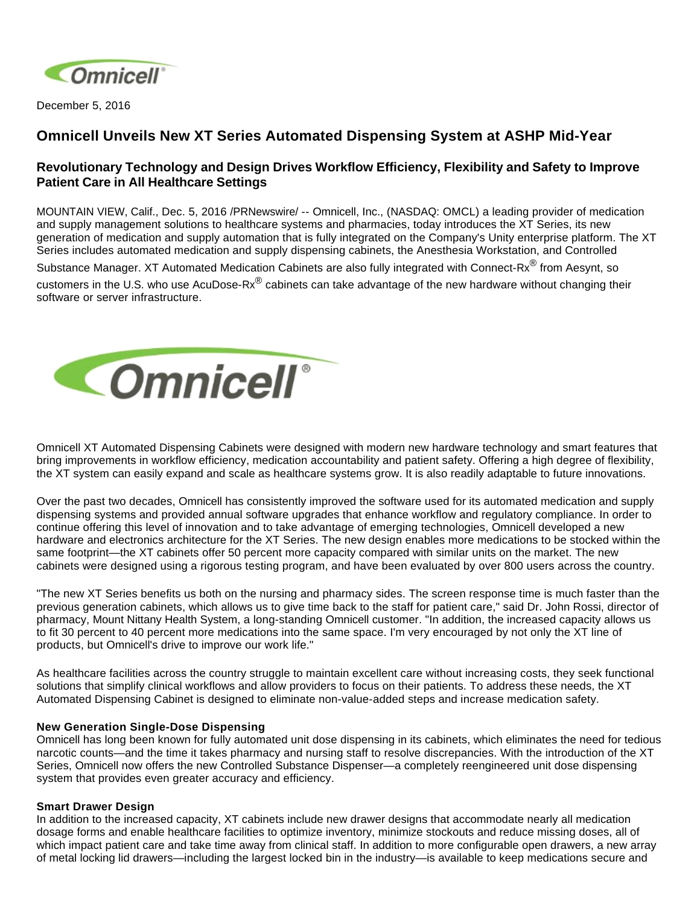December 5, 2016

# Omnicell Unveils New XT Series Automated Dispensing System at ASHP Mid-Year

## Revolutionary Technology and Design Drives Workflow Efficiency, Flexibility and Safety to Improve Patient Care in All Healthcare Settings

MOUNTAIN VIEW, Calif., Dec. 5, 2016 /PRNewswire/ -- Omnicell, Inc., (NASDAQ: OMCL) a leading provider of medication and supply management solutions to healthcare systems and pharmacies, today introduces the XT Series, its new generation of medication and supply automation that is fully integrated on the Company's Unity enterprise platform. The XT Series includes automated medication and supply dispensing cabinets, the Anesthesia Workstation, and Controlled Substance Manager. XT Automated Medication Cabinets are also fully integrated with Connect-Rx® from Aesynt, so customers in the U.S. who use AcuDose-Rx® cabinets can take advantage of the new hardware without changing their software or server infrastructure.

Omnicell XT Automated Dispensing Cabinets were designed with modern new hardware technology and smart features that bring improvements in workflow efficiency, medication accountability and patient safety. Offering a high degree of flexibility, the XT system can easily expand and scale as healthcare systems grow. It is also readily adaptable to future innovations.

Over the past two decades, Omnicell has consistently improved the software used for its automated medication and supply dispensing systems and provided annual software upgrades that enhance workflow and regulatory compliance. In order to continue offering this level of innovation and to take advantage of emerging technologies, Omnicell developed a new hardware and electronics architecture for the XT Series. The new design enables more medications to be stocked within the same footprint—the XT cabinets offer 50 percent more capacity compared with similar units on the market. The new cabinets were designed using a rigorous testing program, and have been evaluated by over 800 users across the country.

"The new XT Series benefits us both on the nursing and pharmacy sides. The screen response time is much faster than the previous generation cabinets, which allows us to give time back to the staff for patient care," said Dr. John Rossi, director of pharmacy, Mount Nittany Health System, a long-standing Omnicell customer. "In addition, the increased capacity allows us to fit 30 percent to 40 percent more medications into the same space. I'm very encouraged by not only the XT line of products, but Omnicell's drive to improve our work life."

As healthcare facilities across the country struggle to maintain excellent care without increasing costs, they seek functional solutions that simplify clinical workflows and allow providers to focus on their patients. To address these needs, the XT Automated Dispensing Cabinet is designed to eliminate non-value-added steps and increase medication safety.

**New Generation Single-Dose Dispensing**
Omnicell has long been known for fully automated unit dose dispensing in its cabinets, which eliminates the need for tedious narcotic counts—and the time it takes pharmacy and nursing staff to resolve discrepancies. With the introduction of the XT Series, Omnicell now offers the new Controlled Substance Dispenser—a completely reengineered unit dose dispensing system that provides even greater accuracy and efficiency.

**Smart Drawer Design**
In addition to the increased capacity, XT cabinets include new drawer designs that accommodate nearly all medication dosage forms and enable healthcare facilities to optimize inventory, minimize stockouts and reduce missing doses, all of which impact patient care and take time away from clinical staff. In addition to more configurable open drawers, a new array of metal locking lid drawers—including the largest locked bin in the industry—is available to keep medications secure and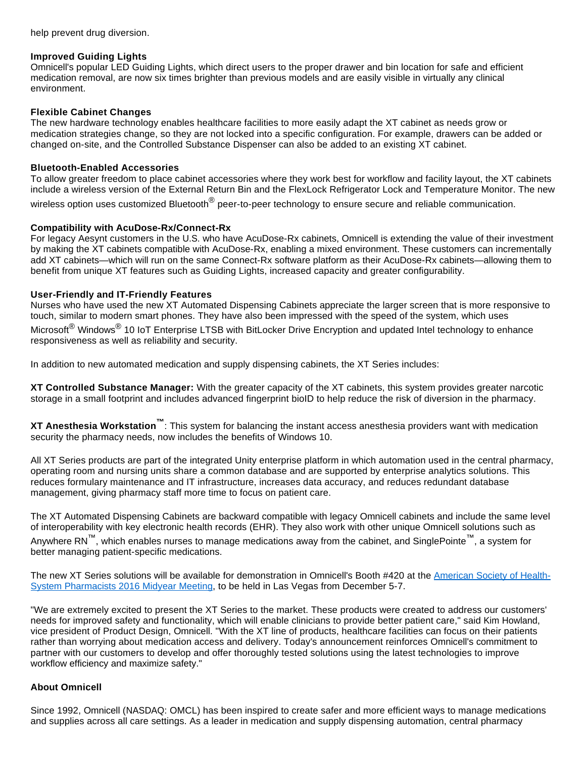help prevent drug diversion.

**Improved Guiding Lights**
Omnicell's popular LED Guiding Lights, which direct users to the proper drawer and bin location for safe and efficient medication removal, are now six times brighter than previous models and are easily visible in virtually any clinical environment.

**Flexible Cabinet Changes**
The new hardware technology enables healthcare facilities to more easily adapt the XT cabinet as needs grow or medication strategies change, so they are not locked into a specific configuration. For example, drawers can be added or changed on-site, and the Controlled Substance Dispenser can also be added to an existing XT cabinet.

**Bluetooth-Enabled Accessories**
To allow greater freedom to place cabinet accessories where they work best for workflow and facility layout, the XT cabinets include a wireless version of the External Return Bin and the FlexLock Refrigerator Lock and Temperature Monitor. The new wireless option uses customized Bluetooth® peer-to-peer technology to ensure secure and reliable communication.

**Compatibility with AcuDose-Rx/Connect-Rx**
For legacy Aesynt customers in the U.S. who have AcuDose-Rx cabinets, Omnicell is extending the value of their investment by making the XT cabinets compatible with AcuDose-Rx, enabling a mixed environment. These customers can incrementally add XT cabinets—which will run on the same Connect-Rx software platform as their AcuDose-Rx cabinets—allowing them to benefit from unique XT features such as Guiding Lights, increased capacity and greater configurability.

**User-Friendly and IT-Friendly Features**
Nurses who have used the new XT Automated Dispensing Cabinets appreciate the larger screen that is more responsive to touch, similar to modern smart phones. They have also been impressed with the speed of the system, which uses Microsoft® Windows® 10 IoT Enterprise LTSB with BitLocker Drive Encryption and updated Intel technology to enhance responsiveness as well as reliability and security.

In addition to new automated medication and supply dispensing cabinets, the XT Series includes:

**XT Controlled Substance Manager:** With the greater capacity of the XT cabinets, this system provides greater narcotic storage in a small footprint and includes advanced fingerprint bioID to help reduce the risk of diversion in the pharmacy.

**XT Anesthesia Workstation™**: This system for balancing the instant access anesthesia providers want with medication security the pharmacy needs, now includes the benefits of Windows 10.

All XT Series products are part of the integrated Unity enterprise platform in which automation used in the central pharmacy, operating room and nursing units share a common database and are supported by enterprise analytics solutions. This reduces formulary maintenance and IT infrastructure, increases data accuracy, and reduces redundant database management, giving pharmacy staff more time to focus on patient care.

The XT Automated Dispensing Cabinets are backward compatible with legacy Omnicell cabinets and include the same level of interoperability with key electronic health records (EHR). They also work with other unique Omnicell solutions such as Anywhere RN™, which enables nurses to manage medications away from the cabinet, and SinglePointe™, a system for better managing patient-specific medications.

The new XT Series solutions will be available for demonstration in Omnicell's Booth #420 at the American Society of Health-System Pharmacists 2016 Midyear Meeting, to be held in Las Vegas from December 5-7.

"We are extremely excited to present the XT Series to the market. These products were created to address our customers' needs for improved safety and functionality, which will enable clinicians to provide better patient care," said Kim Howland, vice president of Product Design, Omnicell. "With the XT line of products, healthcare facilities can focus on their patients rather than worrying about medication access and delivery. Today's announcement reinforces Omnicell's commitment to partner with our customers to develop and offer thoroughly tested solutions using the latest technologies to improve workflow efficiency and maximize safety."

**About Omnicell**

Since 1992, Omnicell (NASDAQ: OMCL) has been inspired to create safer and more efficient ways to manage medications and supplies across all care settings. As a leader in medication and supply dispensing automation, central pharmacy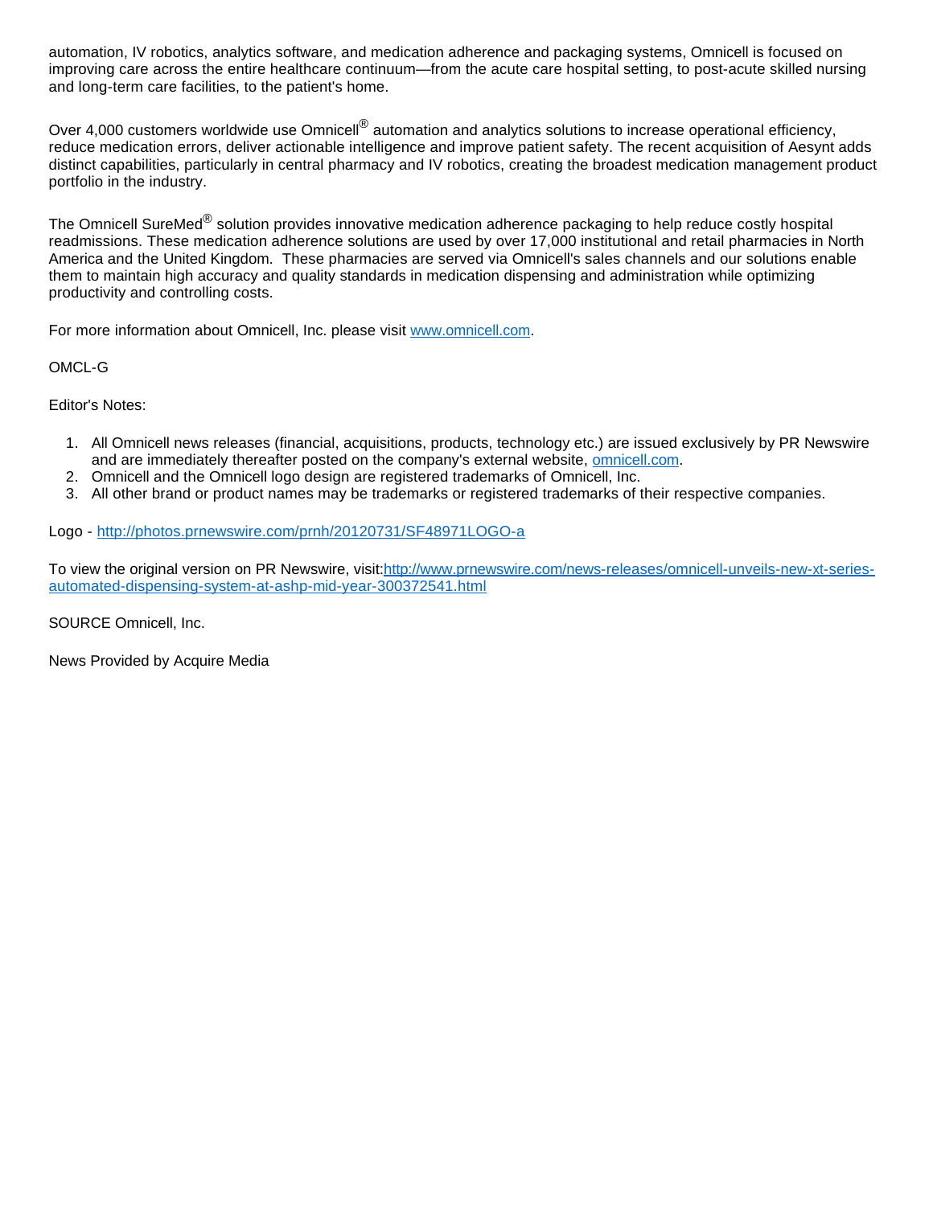automation, IV robotics, analytics software, and medication adherence and packaging systems, Omnicell is focused on improving care across the entire healthcare continuum—from the acute care hospital setting, to post-acute skilled nursing and long-term care facilities, to the patient's home.

Over 4,000 customers worldwide use Omnicell® automation and analytics solutions to increase operational efficiency, reduce medication errors, deliver actionable intelligence and improve patient safety. The recent acquisition of Aesynt adds distinct capabilities, particularly in central pharmacy and IV robotics, creating the broadest medication management product portfolio in the industry.

The Omnicell SureMed® solution provides innovative medication adherence packaging to help reduce costly hospital readmissions. These medication adherence solutions are used by over 17,000 institutional and retail pharmacies in North America and the United Kingdom. These pharmacies are served via Omnicell's sales channels and our solutions enable them to maintain high accuracy and quality standards in medication dispensing and administration while optimizing productivity and controlling costs.

For more information about Omnicell, Inc. please visit [www.omnicell.com](http://www.omnicell.com).

OMCL-G

Editor's Notes:

1. All Omnicell news releases (financial, acquisitions, products, technology etc.) are issued exclusively by PR Newswire and are immediately thereafter posted on the company's external website, [omnicell.com](http://omnicell.com).
2. Omnicell and the Omnicell logo design are registered trademarks of Omnicell, Inc.
3. All other brand or product names may be trademarks or registered trademarks of their respective companies.

Logo - [http://photos.prnewswire.com/prnh/20120731/SF48971LOGO-a](http://photos.prnewswire.com/prnh/20120731/SF48971LOGO-a)

To view the original version on PR Newswire, visit:[http://www.prnewswire.com/news-releases/omnicell-unveils-new-xt-series-automated-dispensing-system-at-ashp-mid-year-300372541.html](http://www.prnewswire.com/news-releases/omnicell-unveils-new-xt-series-automated-dispensing-system-at-ashp-mid-year-300372541.html)

SOURCE Omnicell, Inc.

News Provided by Acquire Media